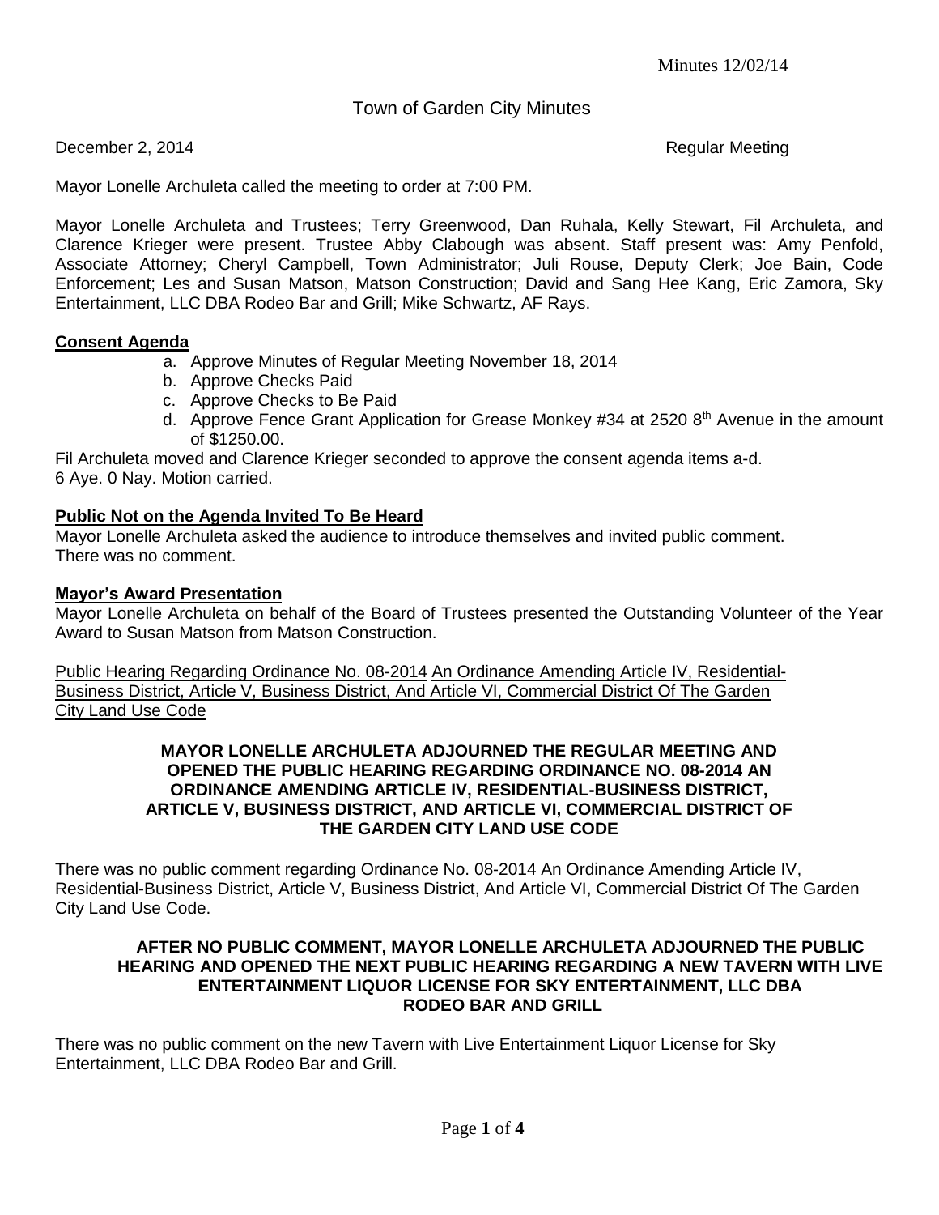Minutes 12/02/14

# Town of Garden City Minutes

December 2, 2014 Regular Meeting

Mayor Lonelle Archuleta called the meeting to order at 7:00 PM.

Mayor Lonelle Archuleta and Trustees; Terry Greenwood, Dan Ruhala, Kelly Stewart, Fil Archuleta, and Clarence Krieger were present. Trustee Abby Clabough was absent. Staff present was: Amy Penfold, Associate Attorney; Cheryl Campbell, Town Administrator; Juli Rouse, Deputy Clerk; Joe Bain, Code Enforcement; Les and Susan Matson, Matson Construction; David and Sang Hee Kang, Eric Zamora, Sky Entertainment, LLC DBA Rodeo Bar and Grill; Mike Schwartz, AF Rays.

**Consent Agenda**

a. Approve Minutes of Regular Meeting November 18, 2014
b. Approve Checks Paid
c. Approve Checks to Be Paid
d. Approve Fence Grant Application for Grease Monkey #34 at 2520 8th Avenue in the amount of $1250.00.

Fil Archuleta moved and Clarence Krieger seconded to approve the consent agenda items a-d.
6 Aye. 0 Nay. Motion carried.

**Public Not on the Agenda Invited To Be Heard**

Mayor Lonelle Archuleta asked the audience to introduce themselves and invited public comment.
There was no comment.

**Mayor's Award Presentation**

Mayor Lonelle Archuleta on behalf of the Board of Trustees presented the Outstanding Volunteer of the Year Award to Susan Matson from Matson Construction.

Public Hearing Regarding Ordinance No. 08-2014 An Ordinance Amending Article IV, Residential-Business District, Article V, Business District, And Article VI, Commercial District Of The Garden City Land Use Code

**MAYOR LONELLE ARCHULETA ADJOURNED THE REGULAR MEETING AND OPENED THE PUBLIC HEARING REGARDING ORDINANCE NO. 08-2014 AN ORDINANCE AMENDING ARTICLE IV, RESIDENTIAL-BUSINESS DISTRICT, ARTICLE V, BUSINESS DISTRICT, AND ARTICLE VI, COMMERCIAL DISTRICT OF THE GARDEN CITY LAND USE CODE**

There was no public comment regarding Ordinance No. 08-2014 An Ordinance Amending Article IV, Residential-Business District, Article V, Business District, And Article VI, Commercial District Of The Garden City Land Use Code.

**AFTER NO PUBLIC COMMENT, MAYOR LONELLE ARCHULETA ADJOURNED THE PUBLIC HEARING AND OPENED THE NEXT PUBLIC HEARING REGARDING A NEW TAVERN WITH LIVE ENTERTAINMENT LIQUOR LICENSE FOR SKY ENTERTAINMENT, LLC DBA RODEO BAR AND GRILL**

There was no public comment on the new Tavern with Live Entertainment Liquor License for Sky Entertainment, LLC DBA Rodeo Bar and Grill.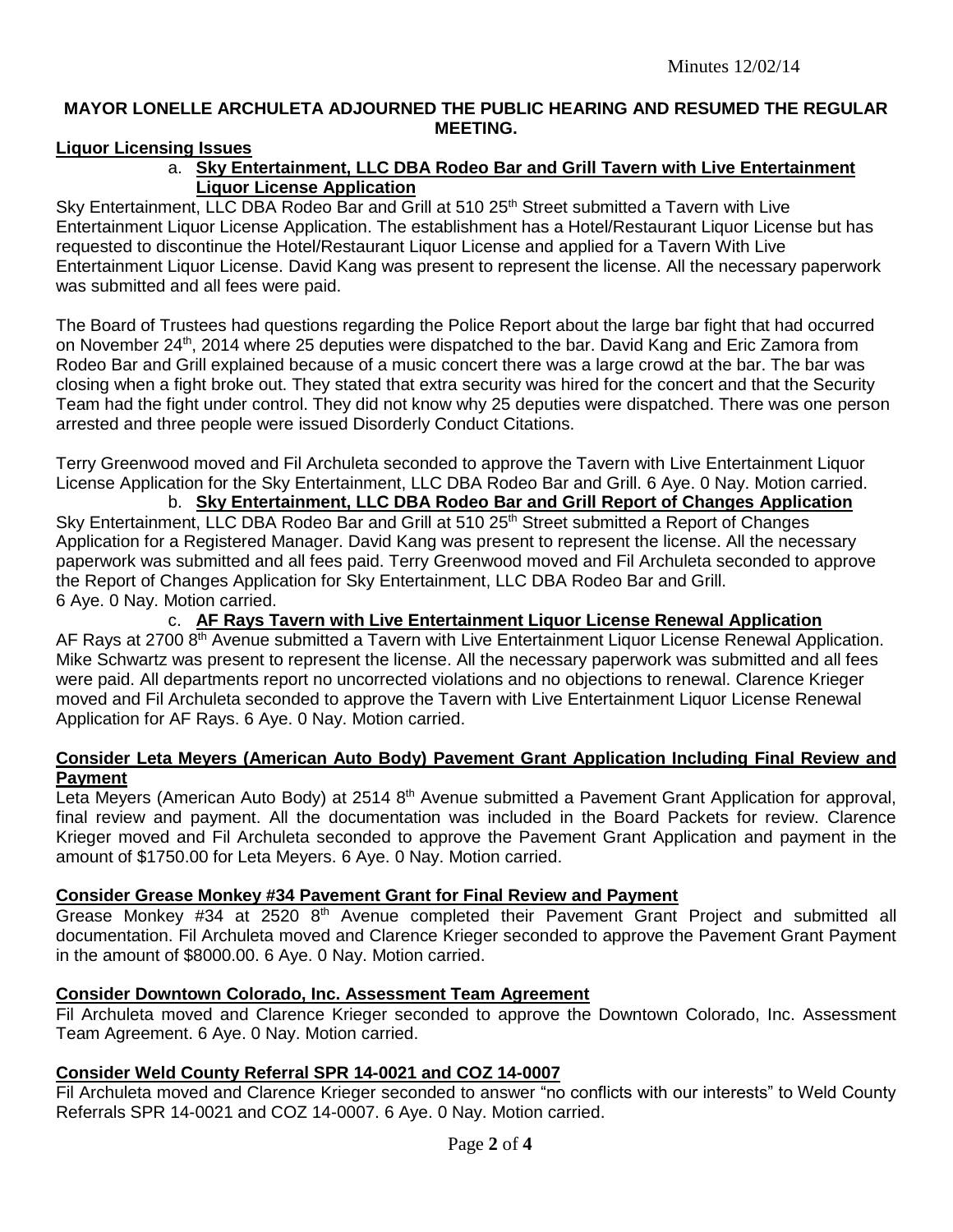**MAYOR LONELLE ARCHULETA ADJOURNED THE PUBLIC HEARING AND RESUMED THE REGULAR MEETING.**

**Liquor Licensing Issues**

a. **Sky Entertainment, LLC DBA Rodeo Bar and Grill Tavern with Live Entertainment Liquor License Application**

Sky Entertainment, LLC DBA Rodeo Bar and Grill at 510 25th Street submitted a Tavern with Live Entertainment Liquor License Application. The establishment has a Hotel/Restaurant Liquor License but has requested to discontinue the Hotel/Restaurant Liquor License and applied for a Tavern With Live Entertainment Liquor License. David Kang was present to represent the license. All the necessary paperwork was submitted and all fees were paid.

The Board of Trustees had questions regarding the Police Report about the large bar fight that had occurred on November 24th, 2014 where 25 deputies were dispatched to the bar. David Kang and Eric Zamora from Rodeo Bar and Grill explained because of a music concert there was a large crowd at the bar. The bar was closing when a fight broke out. They stated that extra security was hired for the concert and that the Security Team had the fight under control. They did not know why 25 deputies were dispatched. There was one person arrested and three people were issued Disorderly Conduct Citations.

Terry Greenwood moved and Fil Archuleta seconded to approve the Tavern with Live Entertainment Liquor License Application for the Sky Entertainment, LLC DBA Rodeo Bar and Grill. 6 Aye. 0 Nay. Motion carried.

b. **Sky Entertainment, LLC DBA Rodeo Bar and Grill Report of Changes Application**

Sky Entertainment, LLC DBA Rodeo Bar and Grill at 510 25th Street submitted a Report of Changes Application for a Registered Manager. David Kang was present to represent the license. All the necessary paperwork was submitted and all fees paid. Terry Greenwood moved and Fil Archuleta seconded to approve the Report of Changes Application for Sky Entertainment, LLC DBA Rodeo Bar and Grill.
6 Aye. 0 Nay. Motion carried.

c. **AF Rays Tavern with Live Entertainment Liquor License Renewal Application**

AF Rays at 2700 8th Avenue submitted a Tavern with Live Entertainment Liquor License Renewal Application. Mike Schwartz was present to represent the license. All the necessary paperwork was submitted and all fees were paid. All departments report no uncorrected violations and no objections to renewal. Clarence Krieger moved and Fil Archuleta seconded to approve the Tavern with Live Entertainment Liquor License Renewal Application for AF Rays. 6 Aye. 0 Nay. Motion carried.

**Consider Leta Meyers (American Auto Body) Pavement Grant Application Including Final Review and Payment**

Leta Meyers (American Auto Body) at 2514 8th Avenue submitted a Pavement Grant Application for approval, final review and payment. All the documentation was included in the Board Packets for review. Clarence Krieger moved and Fil Archuleta seconded to approve the Pavement Grant Application and payment in the amount of $1750.00 for Leta Meyers. 6 Aye. 0 Nay. Motion carried.

**Consider Grease Monkey #34 Pavement Grant for Final Review and Payment**

Grease Monkey #34 at 2520 8th Avenue completed their Pavement Grant Project and submitted all documentation. Fil Archuleta moved and Clarence Krieger seconded to approve the Pavement Grant Payment in the amount of $8000.00. 6 Aye. 0 Nay. Motion carried.

**Consider Downtown Colorado, Inc. Assessment Team Agreement**

Fil Archuleta moved and Clarence Krieger seconded to approve the Downtown Colorado, Inc. Assessment Team Agreement. 6 Aye. 0 Nay. Motion carried.

**Consider Weld County Referral SPR 14-0021 and COZ 14-0007**

Fil Archuleta moved and Clarence Krieger seconded to answer "no conflicts with our interests" to Weld County Referrals SPR 14-0021 and COZ 14-0007. 6 Aye. 0 Nay. Motion carried.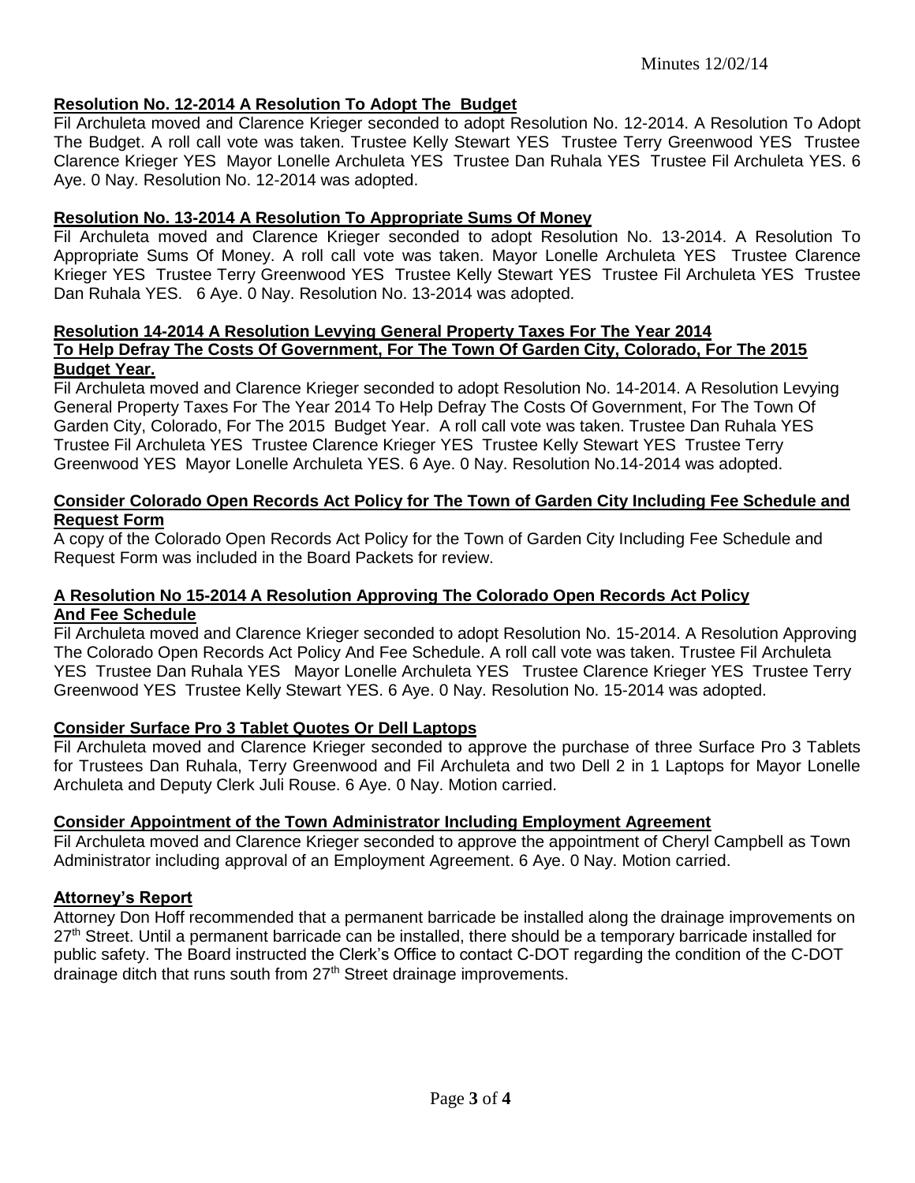### Resolution No. 12-2014 A Resolution To Adopt The Budget

Fil Archuleta moved and Clarence Krieger seconded to adopt Resolution No. 12-2014. A Resolution To Adopt The Budget. A roll call vote was taken. Trustee Kelly Stewart YES Trustee Terry Greenwood YES Trustee Clarence Krieger YES Mayor Lonelle Archuleta YES Trustee Dan Ruhala YES Trustee Fil Archuleta YES. 6 Aye. 0 Nay. Resolution No. 12-2014 was adopted.

### Resolution No. 13-2014 A Resolution To Appropriate Sums Of Money

Fil Archuleta moved and Clarence Krieger seconded to adopt Resolution No. 13-2014. A Resolution To Appropriate Sums Of Money. A roll call vote was taken. Mayor Lonelle Archuleta YES Trustee Clarence Krieger YES Trustee Terry Greenwood YES Trustee Kelly Stewart YES Trustee Fil Archuleta YES Trustee Dan Ruhala YES. 6 Aye. 0 Nay. Resolution No. 13-2014 was adopted.

### Resolution 14-2014 A Resolution Levying General Property Taxes For The Year 2014 To Help Defray The Costs Of Government, For The Town Of Garden City, Colorado, For The 2015 Budget Year.

Fil Archuleta moved and Clarence Krieger seconded to adopt Resolution No. 14-2014. A Resolution Levying General Property Taxes For The Year 2014 To Help Defray The Costs Of Government, For The Town Of Garden City, Colorado, For The 2015 Budget Year. A roll call vote was taken. Trustee Dan Ruhala YES Trustee Fil Archuleta YES Trustee Clarence Krieger YES Trustee Kelly Stewart YES Trustee Terry Greenwood YES Mayor Lonelle Archuleta YES. 6 Aye. 0 Nay. Resolution No.14-2014 was adopted.

### Consider Colorado Open Records Act Policy for The Town of Garden City Including Fee Schedule and Request Form

A copy of the Colorado Open Records Act Policy for the Town of Garden City Including Fee Schedule and Request Form was included in the Board Packets for review.

### A Resolution No 15-2014 A Resolution Approving The Colorado Open Records Act Policy And Fee Schedule

Fil Archuleta moved and Clarence Krieger seconded to adopt Resolution No. 15-2014. A Resolution Approving The Colorado Open Records Act Policy And Fee Schedule. A roll call vote was taken. Trustee Fil Archuleta YES Trustee Dan Ruhala YES Mayor Lonelle Archuleta YES Trustee Clarence Krieger YES Trustee Terry Greenwood YES Trustee Kelly Stewart YES. 6 Aye. 0 Nay. Resolution No. 15-2014 was adopted.

### Consider Surface Pro 3 Tablet Quotes Or Dell Laptops

Fil Archuleta moved and Clarence Krieger seconded to approve the purchase of three Surface Pro 3 Tablets for Trustees Dan Ruhala, Terry Greenwood and Fil Archuleta and two Dell 2 in 1 Laptops for Mayor Lonelle Archuleta and Deputy Clerk Juli Rouse. 6 Aye. 0 Nay. Motion carried.

### Consider Appointment of the Town Administrator Including Employment Agreement

Fil Archuleta moved and Clarence Krieger seconded to approve the appointment of Cheryl Campbell as Town Administrator including approval of an Employment Agreement. 6 Aye. 0 Nay. Motion carried.

### Attorney's Report

Attorney Don Hoff recommended that a permanent barricade be installed along the drainage improvements on 27th Street. Until a permanent barricade can be installed, there should be a temporary barricade installed for public safety. The Board instructed the Clerk's Office to contact C-DOT regarding the condition of the C-DOT drainage ditch that runs south from 27th Street drainage improvements.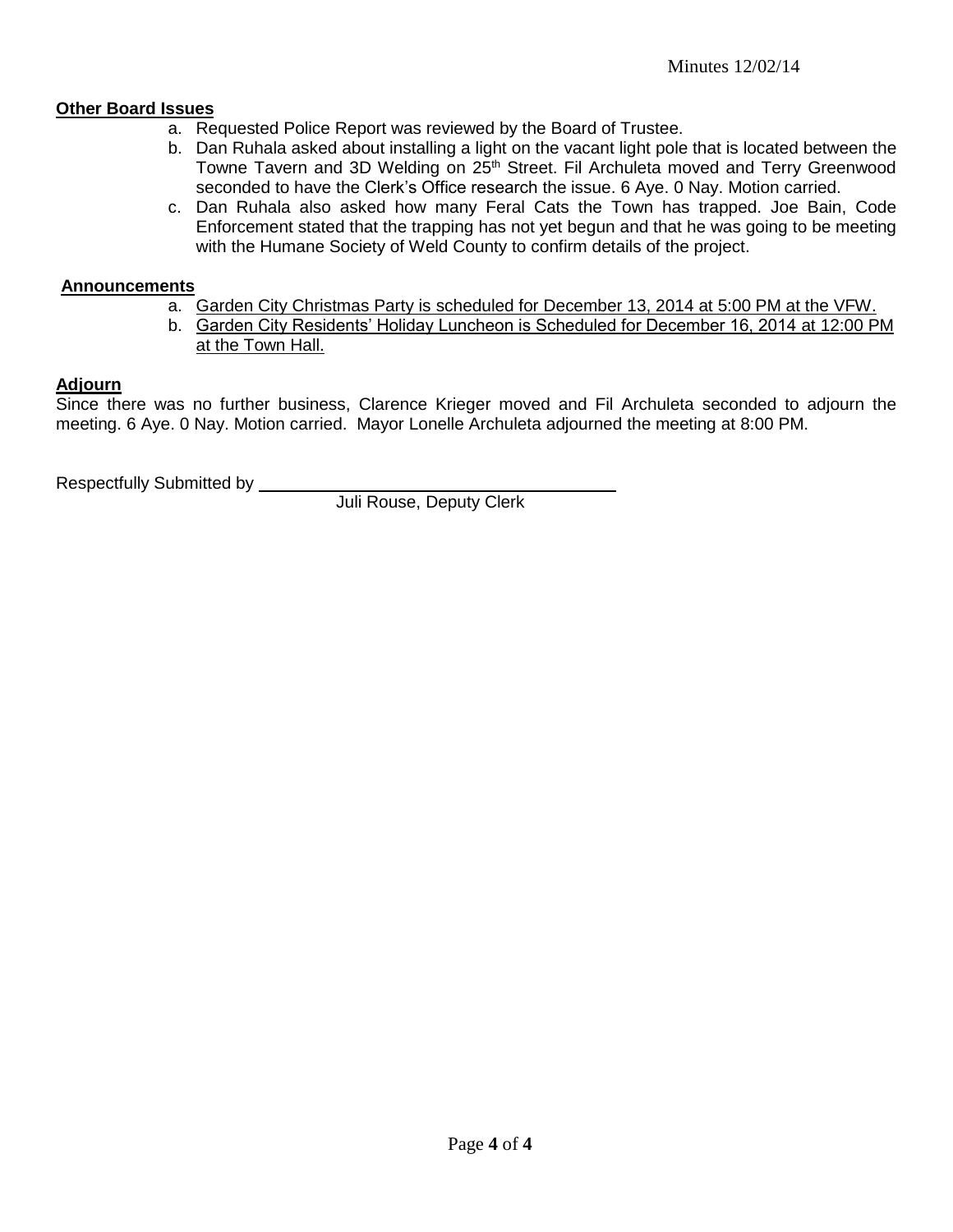**Other Board Issues**

a. Requested Police Report was reviewed by the Board of Trustee.
b. Dan Ruhala asked about installing a light on the vacant light pole that is located between the Towne Tavern and 3D Welding on 25th Street. Fil Archuleta moved and Terry Greenwood seconded to have the Clerk's Office research the issue. 6 Aye. 0 Nay. Motion carried.
c. Dan Ruhala also asked how many Feral Cats the Town has trapped. Joe Bain, Code Enforcement stated that the trapping has not yet begun and that he was going to be meeting with the Humane Society of Weld County to confirm details of the project.

**Announcements**

a. Garden City Christmas Party is scheduled for December 13, 2014 at 5:00 PM at the VFW.
b. Garden City Residents' Holiday Luncheon is Scheduled for December 16, 2014 at 12:00 PM at the Town Hall.

**Adjourn**

Since there was no further business, Clarence Krieger moved and Fil Archuleta seconded to adjourn the meeting. 6 Aye. 0 Nay. Motion carried. Mayor Lonelle Archuleta adjourned the meeting at 8:00 PM.

Respectfully Submitted by ______________________________

Juli Rouse, Deputy Clerk